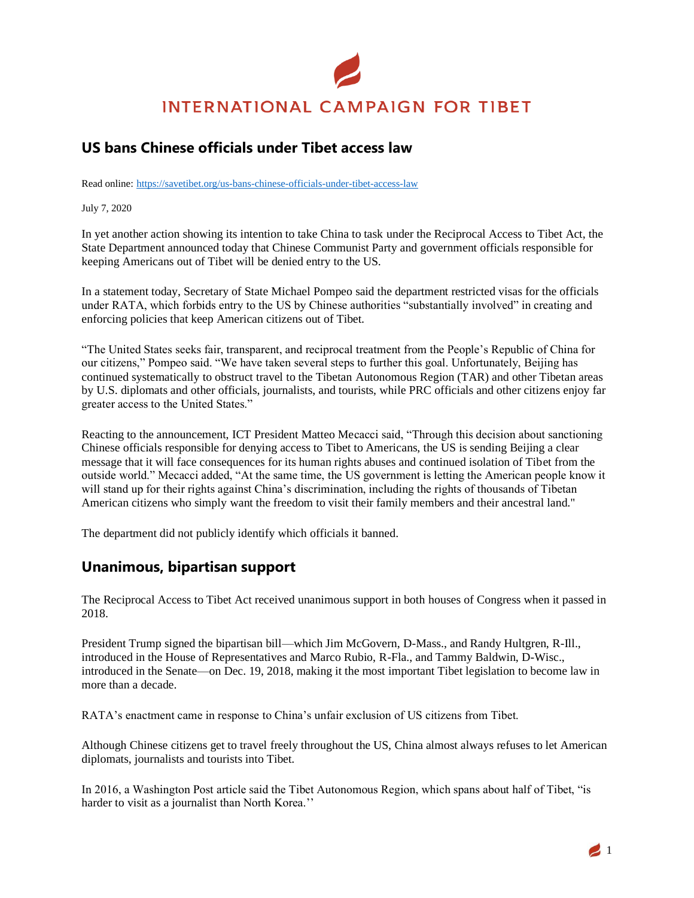INTERNATIONAL CAMPAIGN FOR TIBET

# US bans Chinese officials under Tibet access law

Read online: [https://savetibet.org/us-bans-chinese-officials-under-tibet-access-law](https://savetibet.org/us-bans-chinese-officials-under-tibet-access-law)

July 7, 2020

In yet another action showing its intention to take China to task under the Reciprocal Access to Tibet Act, the State Department announced today that Chinese Communist Party and government officials responsible for keeping Americans out of Tibet will be denied entry to the US.

In a statement today, Secretary of State Michael Pompeo said the department restricted visas for the officials under RATA, which forbids entry to the US by Chinese authorities "substantially involved" in creating and enforcing policies that keep American citizens out of Tibet.

"The United States seeks fair, transparent, and reciprocal treatment from the People's Republic of China for our citizens," Pompeo said. "We have taken several steps to further this goal. Unfortunately, Beijing has continued systematically to obstruct travel to the Tibetan Autonomous Region (TAR) and other Tibetan areas by U.S. diplomats and other officials, journalists, and tourists, while PRC officials and other citizens enjoy far greater access to the United States."

Reacting to the announcement, ICT President Matteo Mecacci said, "Through this decision about sanctioning Chinese officials responsible for denying access to Tibet to Americans, the US is sending Beijing a clear message that it will face consequences for its human rights abuses and continued isolation of Tibet from the outside world." Mecacci added, "At the same time, the US government is letting the American people know it will stand up for their rights against China's discrimination, including the rights of thousands of Tibetan American citizens who simply want the freedom to visit their family members and their ancestral land."

The department did not publicly identify which officials it banned.

## Unanimous, bipartisan support

The Reciprocal Access to Tibet Act received unanimous support in both houses of Congress when it passed in 2018.

President Trump signed the bipartisan bill—which Jim McGovern, D-Mass., and Randy Hultgren, R-Ill., introduced in the House of Representatives and Marco Rubio, R-Fla., and Tammy Baldwin, D-Wisc., introduced in the Senate—on Dec. 19, 2018, making it the most important Tibet legislation to become law in more than a decade.

RATA's enactment came in response to China's unfair exclusion of US citizens from Tibet.

Although Chinese citizens get to travel freely throughout the US, China almost always refuses to let American diplomats, journalists and tourists into Tibet.

In 2016, a Washington Post article said the Tibet Autonomous Region, which spans about half of Tibet, "is harder to visit as a journalist than North Korea.''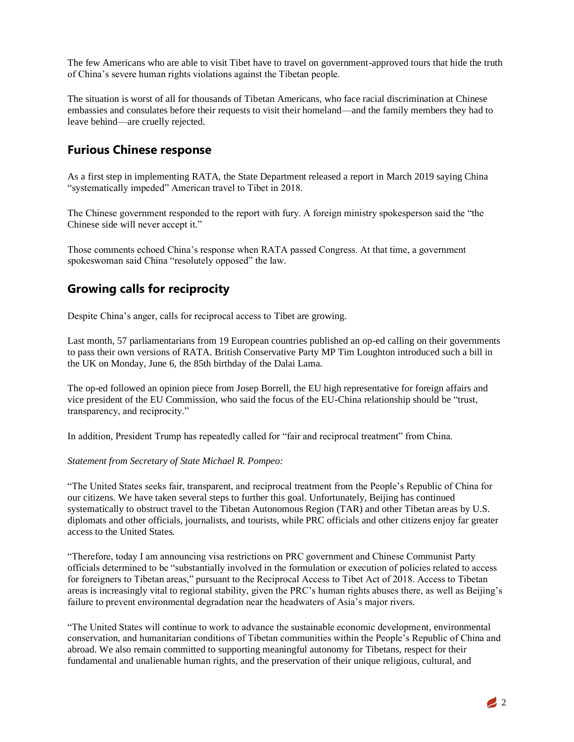The few Americans who are able to visit Tibet have to travel on government-approved tours that hide the truth of China's severe human rights violations against the Tibetan people.

The situation is worst of all for thousands of Tibetan Americans, who face racial discrimination at Chinese embassies and consulates before their requests to visit their homeland—and the family members they had to leave behind—are cruelly rejected.

## Furious Chinese response

As a first step in implementing RATA, the State Department released a report in March 2019 saying China "systematically impeded" American travel to Tibet in 2018.

The Chinese government responded to the report with fury. A foreign ministry spokesperson said the "the Chinese side will never accept it."

Those comments echoed China's response when RATA passed Congress. At that time, a government spokeswoman said China "resolutely opposed" the law.

## Growing calls for reciprocity

Despite China's anger, calls for reciprocal access to Tibet are growing.

Last month, 57 parliamentarians from 19 European countries published an op-ed calling on their governments to pass their own versions of RATA. British Conservative Party MP Tim Loughton introduced such a bill in the UK on Monday, June 6, the 85th birthday of the Dalai Lama.

The op-ed followed an opinion piece from Josep Borrell, the EU high representative for foreign affairs and vice president of the EU Commission, who said the focus of the EU-China relationship should be "trust, transparency, and reciprocity."

In addition, President Trump has repeatedly called for "fair and reciprocal treatment" from China.

*Statement from Secretary of State Michael R. Pompeo:*

"The United States seeks fair, transparent, and reciprocal treatment from the People's Republic of China for our citizens. We have taken several steps to further this goal. Unfortunately, Beijing has continued systematically to obstruct travel to the Tibetan Autonomous Region (TAR) and other Tibetan areas by U.S. diplomats and other officials, journalists, and tourists, while PRC officials and other citizens enjoy far greater access to the United States.

"Therefore, today I am announcing visa restrictions on PRC government and Chinese Communist Party officials determined to be "substantially involved in the formulation or execution of policies related to access for foreigners to Tibetan areas," pursuant to the Reciprocal Access to Tibet Act of 2018. Access to Tibetan areas is increasingly vital to regional stability, given the PRC's human rights abuses there, as well as Beijing's failure to prevent environmental degradation near the headwaters of Asia's major rivers.

"The United States will continue to work to advance the sustainable economic development, environmental conservation, and humanitarian conditions of Tibetan communities within the People's Republic of China and abroad. We also remain committed to supporting meaningful autonomy for Tibetans, respect for their fundamental and unalienable human rights, and the preservation of their unique religious, cultural, and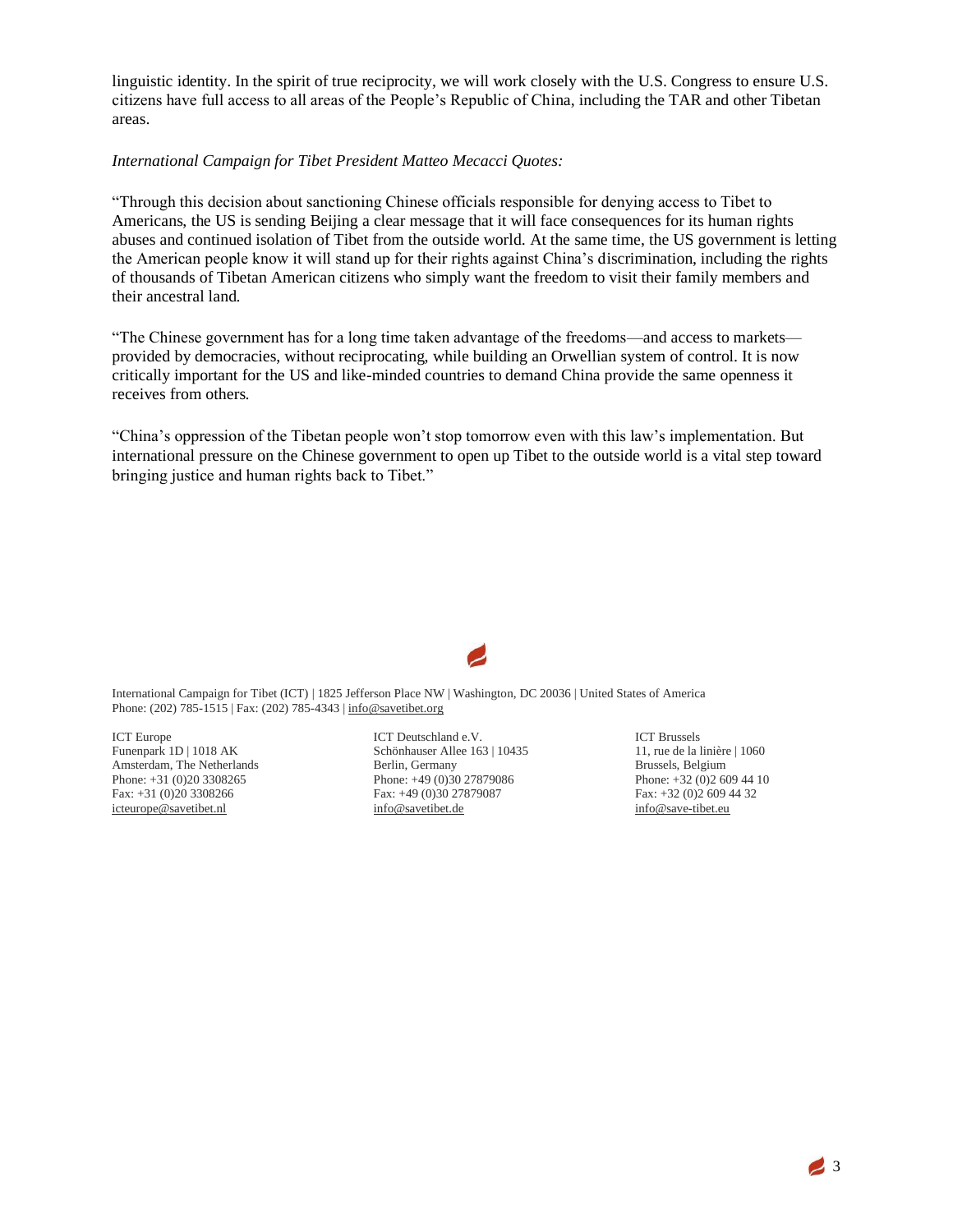linguistic identity. In the spirit of true reciprocity, we will work closely with the U.S. Congress to ensure U.S. citizens have full access to all areas of the People's Republic of China, including the TAR and other Tibetan areas.

*International Campaign for Tibet President Matteo Mecacci Quotes:*

"Through this decision about sanctioning Chinese officials responsible for denying access to Tibet to Americans, the US is sending Beijing a clear message that it will face consequences for its human rights abuses and continued isolation of Tibet from the outside world. At the same time, the US government is letting the American people know it will stand up for their rights against China's discrimination, including the rights of thousands of Tibetan American citizens who simply want the freedom to visit their family members and their ancestral land.

"The Chinese government has for a long time taken advantage of the freedoms—and access to markets—provided by democracies, without reciprocating, while building an Orwellian system of control. It is now critically important for the US and like-minded countries to demand China provide the same openness it receives from others.

"China's oppression of the Tibetan people won't stop tomorrow even with this law's implementation. But international pressure on the Chinese government to open up Tibet to the outside world is a vital step toward bringing justice and human rights back to Tibet."

International Campaign for Tibet (ICT) | 1825 Jefferson Place NW | Washington, DC 20036 | United States of America
Phone: (202) 785-1515 | Fax: (202) 785-4343 | info@savetibet.org

ICT Europe
Funenpark 1D | 1018 AK
Amsterdam, The Netherlands
Phone: +31 (0)20 3308265
Fax: +31 (0)20 3308266
icteurope@savetibet.nl

ICT Deutschland e.V.
Schönhauser Allee 163 | 10435
Berlin, Germany
Phone: +49 (0)30 27879086
Fax: +49 (0)30 27879087
info@savetibet.de

ICT Brussels
11, rue de la linière | 1060
Brussels, Belgium
Phone: +32 (0)2 609 44 10
Fax: +32 (0)2 609 44 32
info@save-tibet.eu